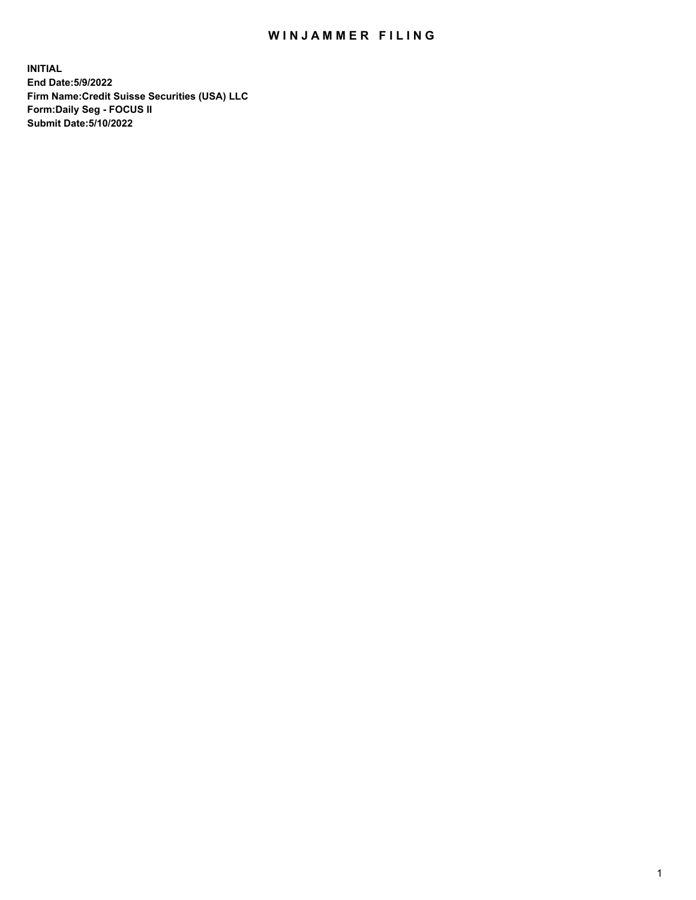# WINJAMMER FILING

**INITIAL**
**End Date:5/9/2022**
**Firm Name:Credit Suisse Securities (USA) LLC**
**Form:Daily Seg - FOCUS II**
**Submit Date:5/10/2022**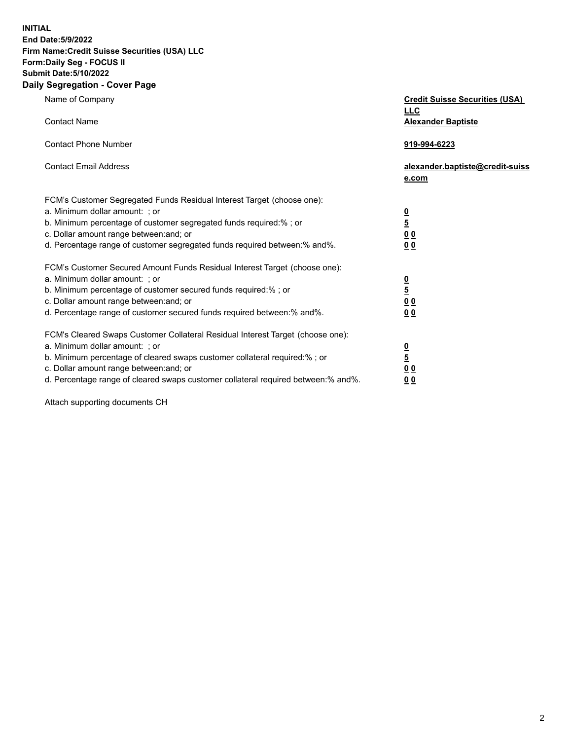**INITIAL**
**End Date:5/9/2022**
**Firm Name:Credit Suisse Securities (USA) LLC**
**Form:Daily Seg - FOCUS II**
**Submit Date:5/10/2022**

## Daily Segregation - Cover Page

| | |
|---|---|
| Name of Company | **Credit Suisse Securities (USA) LLC** |
| Contact Name | **Alexander Baptiste** |
| Contact Phone Number | **919-994-6223** |
| Contact Email Address | **alexander.baptiste@credit-suisse.com** |
| FCM's Customer Segregated Funds Residual Interest Target (choose one): | |
| a. Minimum dollar amount: ; or | **0** |
| b. Minimum percentage of customer segregated funds required:% ; or | **5** |
| c. Dollar amount range between:and; or | **0 0** |
| d. Percentage range of customer segregated funds required between:% and%. | **0 0** |
| FCM's Customer Secured Amount Funds Residual Interest Target (choose one): | |
| a. Minimum dollar amount: ; or | **0** |
| b. Minimum percentage of customer secured funds required:% ; or | **5** |
| c. Dollar amount range between:and; or | **0 0** |
| d. Percentage range of customer secured funds required between:% and%. | **0 0** |
| FCM's Cleared Swaps Customer Collateral Residual Interest Target (choose one): | |
| a. Minimum dollar amount: ; or | **0** |
| b. Minimum percentage of cleared swaps customer collateral required:% ; or | **5** |
| c. Dollar amount range between:and; or | **0 0** |
| d. Percentage range of cleared swaps customer collateral required between:% and%. | **0 0** |

Attach supporting documents CH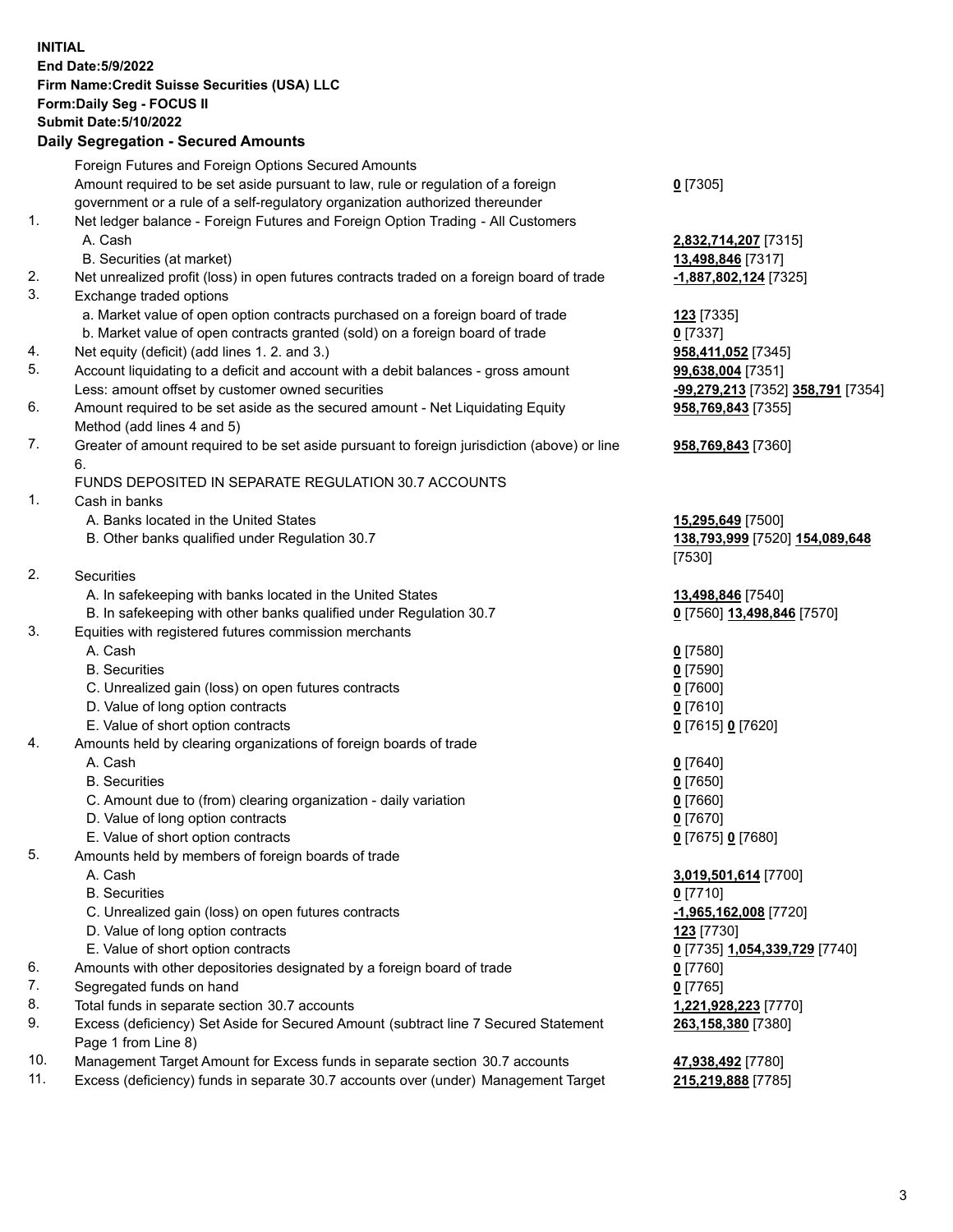**INITIAL**
**End Date:5/9/2022**
**Firm Name:Credit Suisse Securities (USA) LLC**
**Form:Daily Seg - FOCUS II**
**Submit Date:5/10/2022**

## Daily Segregation - Secured Amounts

| | | |
|---|---|---|
| | Foreign Futures and Foreign Options Secured Amounts | |
| | Amount required to be set aside pursuant to law, rule or regulation of a foreign government or a rule of a self-regulatory organization authorized thereunder | **0** [7305] |
| 1. | Net ledger balance - Foreign Futures and Foreign Option Trading - All Customers | |
| | A. Cash | **2,832,714,207** [7315] |
| | B. Securities (at market) | **13,498,846** [7317] |
| 2. | Net unrealized profit (loss) in open futures contracts traded on a foreign board of trade | **-1,887,802,124** [7325] |
| 3. | Exchange traded options | |
| | a. Market value of open option contracts purchased on a foreign board of trade | **123** [7335] |
| | b. Market value of open contracts granted (sold) on a foreign board of trade | **0** [7337] |
| 4. | Net equity (deficit) (add lines 1. 2. and 3.) | **958,411,052** [7345] |
| 5. | Account liquidating to a deficit and account with a debit balances - gross amount | **99,638,004** [7351] |
| | Less: amount offset by customer owned securities | **-99,279,213** [7352] **358,791** [7354] |
| 6. | Amount required to be set aside as the secured amount - Net Liquidating Equity Method (add lines 4 and 5) | **958,769,843** [7355] |
| 7. | Greater of amount required to be set aside pursuant to foreign jurisdiction (above) or line 6. | **958,769,843** [7360] |
| | FUNDS DEPOSITED IN SEPARATE REGULATION 30.7 ACCOUNTS | |
| 1. | Cash in banks | |
| | A. Banks located in the United States | **15,295,649** [7500] |
| | B. Other banks qualified under Regulation 30.7 | **138,793,999** [7520] **154,089,648** [7530] |
| 2. | Securities | |
| | A. In safekeeping with banks located in the United States | **13,498,846** [7540] |
| | B. In safekeeping with other banks qualified under Regulation 30.7 | **0** [7560] **13,498,846** [7570] |
| 3. | Equities with registered futures commission merchants | |
| | A. Cash | **0** [7580] |
| | B. Securities | **0** [7590] |
| | C. Unrealized gain (loss) on open futures contracts | **0** [7600] |
| | D. Value of long option contracts | **0** [7610] |
| | E. Value of short option contracts | **0** [7615] **0** [7620] |
| 4. | Amounts held by clearing organizations of foreign boards of trade | |
| | A. Cash | **0** [7640] |
| | B. Securities | **0** [7650] |
| | C. Amount due to (from) clearing organization - daily variation | **0** [7660] |
| | D. Value of long option contracts | **0** [7670] |
| | E. Value of short option contracts | **0** [7675] **0** [7680] |
| 5. | Amounts held by members of foreign boards of trade | |
| | A. Cash | **3,019,501,614** [7700] |
| | B. Securities | **0** [7710] |
| | C. Unrealized gain (loss) on open futures contracts | **-1,965,162,008** [7720] |
| | D. Value of long option contracts | **123** [7730] |
| | E. Value of short option contracts | **0** [7735] **1,054,339,729** [7740] |
| 6. | Amounts with other depositories designated by a foreign board of trade | **0** [7760] |
| 7. | Segregated funds on hand | **0** [7765] |
| 8. | Total funds in separate section 30.7 accounts | **1,221,928,223** [7770] |
| 9. | Excess (deficiency) Set Aside for Secured Amount (subtract line 7 Secured Statement Page 1 from Line 8) | **263,158,380** [7380] |
| 10. | Management Target Amount for Excess funds in separate section 30.7 accounts | **47,938,492** [7780] |
| 11. | Excess (deficiency) funds in separate 30.7 accounts over (under) Management Target | **215,219,888** [7785] |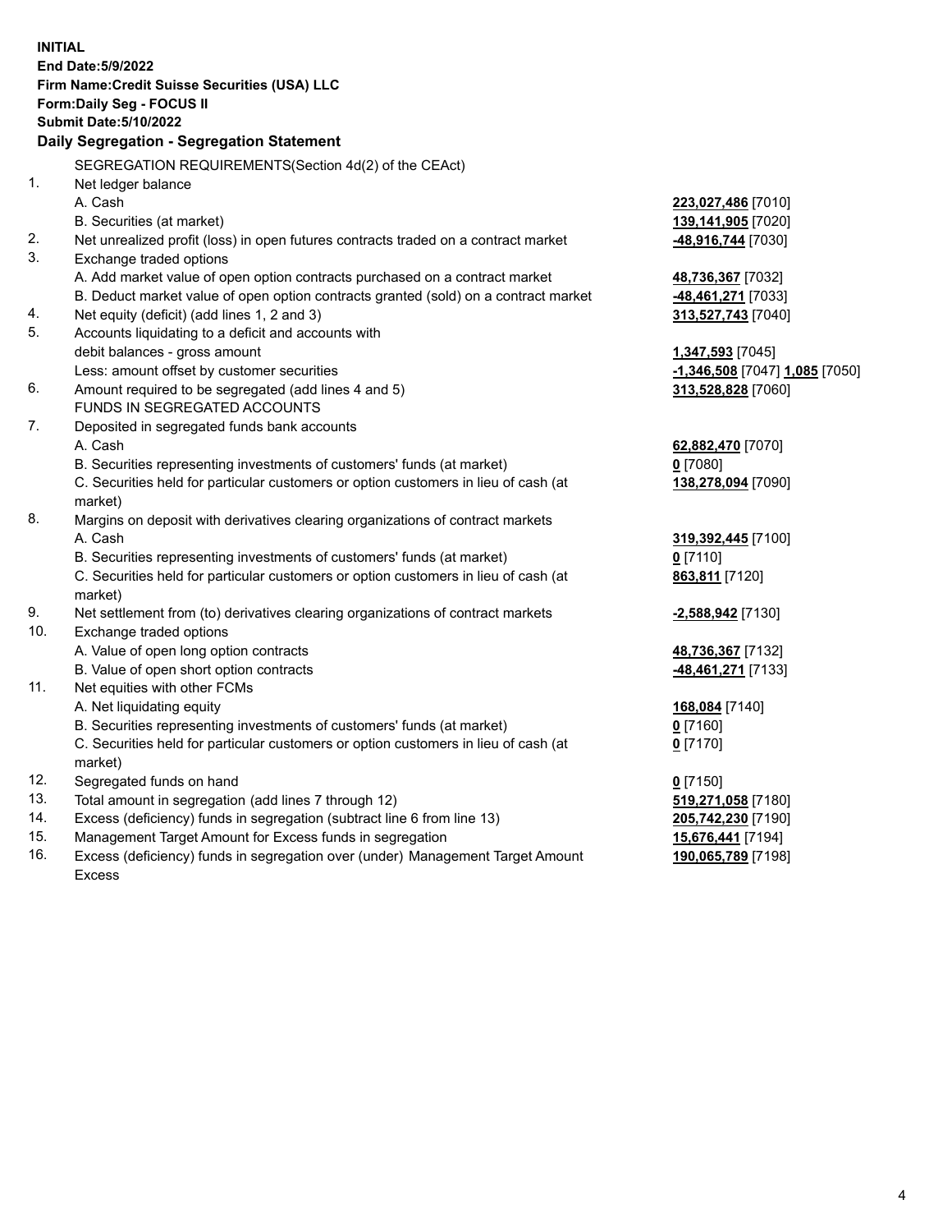**INITIAL**
**End Date:5/9/2022**
**Firm Name:Credit Suisse Securities (USA) LLC**
**Form:Daily Seg - FOCUS II**
**Submit Date:5/10/2022**

### Daily Segregation - Segregation Statement

SEGREGATION REQUIREMENTS(Section 4d(2) of the CEAct)

| | | |
|---|---|---|
| 1. | Net ledger balance | |
| | A. Cash | **223,027,486** [7010] |
| | B. Securities (at market) | **139,141,905** [7020] |
| 2. | Net unrealized profit (loss) in open futures contracts traded on a contract market | **-48,916,744** [7030] |
| 3. | Exchange traded options | |
| | A. Add market value of open option contracts purchased on a contract market | **48,736,367** [7032] |
| | B. Deduct market value of open option contracts granted (sold) on a contract market | **-48,461,271** [7033] |
| 4. | Net equity (deficit) (add lines 1, 2 and 3) | **313,527,743** [7040] |
| 5. | Accounts liquidating to a deficit and accounts with debit balances - gross amount | **1,347,593** [7045] |
| | Less: amount offset by customer securities | **-1,346,508** [7047] **1,085** [7050] |
| 6. | Amount required to be segregated (add lines 4 and 5) | **313,528,828** [7060] |
| | FUNDS IN SEGREGATED ACCOUNTS | |
| 7. | Deposited in segregated funds bank accounts | |
| | A. Cash | **62,882,470** [7070] |
| | B. Securities representing investments of customers' funds (at market) | **0** [7080] |
| | C. Securities held for particular customers or option customers in lieu of cash (at market) | **138,278,094** [7090] |
| 8. | Margins on deposit with derivatives clearing organizations of contract markets | |
| | A. Cash | **319,392,445** [7100] |
| | B. Securities representing investments of customers' funds (at market) | **0** [7110] |
| | C. Securities held for particular customers or option customers in lieu of cash (at market) | **863,811** [7120] |
| 9. | Net settlement from (to) derivatives clearing organizations of contract markets | **-2,588,942** [7130] |
| 10. | Exchange traded options | |
| | A. Value of open long option contracts | **48,736,367** [7132] |
| | B. Value of open short option contracts | **-48,461,271** [7133] |
| 11. | Net equities with other FCMs | |
| | A. Net liquidating equity | **168,084** [7140] |
| | B. Securities representing investments of customers' funds (at market) | **0** [7160] |
| | C. Securities held for particular customers or option customers in lieu of cash (at market) | **0** [7170] |
| 12. | Segregated funds on hand | **0** [7150] |
| 13. | Total amount in segregation (add lines 7 through 12) | **519,271,058** [7180] |
| 14. | Excess (deficiency) funds in segregation (subtract line 6 from line 13) | **205,742,230** [7190] |
| 15. | Management Target Amount for Excess funds in segregation | **15,676,441** [7194] |
| 16. | Excess (deficiency) funds in segregation over (under) Management Target Amount Excess | **190,065,789** [7198] |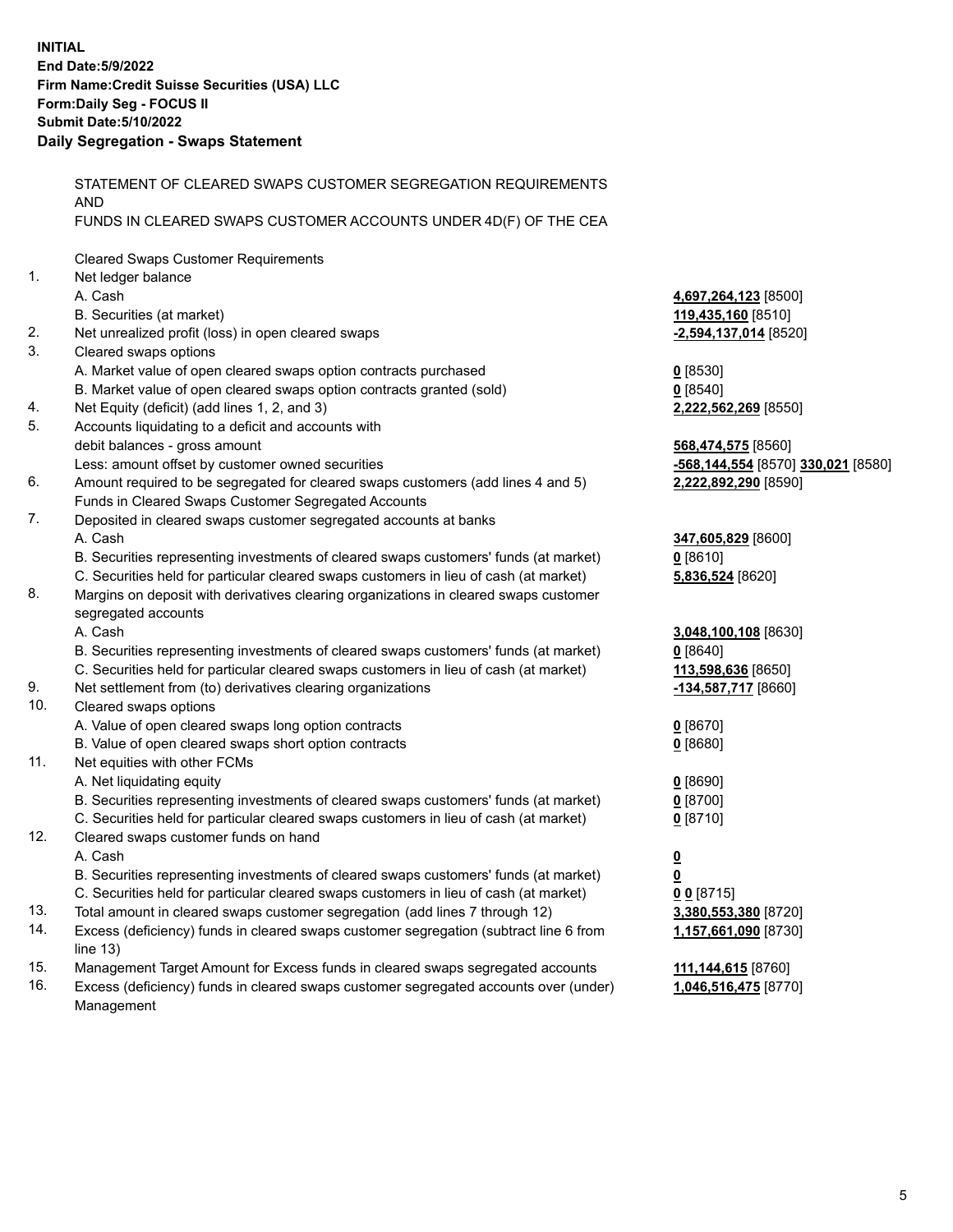**INITIAL**
**End Date:5/9/2022**
**Firm Name:Credit Suisse Securities (USA) LLC**
**Form:Daily Seg - FOCUS II**
**Submit Date:5/10/2022**
**Daily Segregation - Swaps Statement**

STATEMENT OF CLEARED SWAPS CUSTOMER SEGREGATION REQUIREMENTS AND
FUNDS IN CLEARED SWAPS CUSTOMER ACCOUNTS UNDER 4D(F) OF THE CEA

| | | |
|---|---|---|
| | Cleared Swaps Customer Requirements | |
| 1. | Net ledger balance | |
| | A. Cash | **4,697,264,123** [8500] |
| | B. Securities (at market) | **119,435,160** [8510] |
| 2. | Net unrealized profit (loss) in open cleared swaps | **-2,594,137,014** [8520] |
| 3. | Cleared swaps options | |
| | A. Market value of open cleared swaps option contracts purchased | **0** [8530] |
| | B. Market value of open cleared swaps option contracts granted (sold) | **0** [8540] |
| 4. | Net Equity (deficit) (add lines 1, 2, and 3) | **2,222,562,269** [8550] |
| 5. | Accounts liquidating to a deficit and accounts with debit balances - gross amount | **568,474,575** [8560] |
| | Less: amount offset by customer owned securities | **-568,144,554** [8570] **330,021** [8580] |
| 6. | Amount required to be segregated for cleared swaps customers (add lines 4 and 5) | **2,222,892,290** [8590] |
| | Funds in Cleared Swaps Customer Segregated Accounts | |
| 7. | Deposited in cleared swaps customer segregated accounts at banks | |
| | A. Cash | **347,605,829** [8600] |
| | B. Securities representing investments of cleared swaps customers' funds (at market) | **0** [8610] |
| | C. Securities held for particular cleared swaps customers in lieu of cash (at market) | **5,836,524** [8620] |
| 8. | Margins on deposit with derivatives clearing organizations in cleared swaps customer segregated accounts | |
| | A. Cash | **3,048,100,108** [8630] |
| | B. Securities representing investments of cleared swaps customers' funds (at market) | **0** [8640] |
| | C. Securities held for particular cleared swaps customers in lieu of cash (at market) | **113,598,636** [8650] |
| 9. | Net settlement from (to) derivatives clearing organizations | **-134,587,717** [8660] |
| 10. | Cleared swaps options | |
| | A. Value of open cleared swaps long option contracts | **0** [8670] |
| | B. Value of open cleared swaps short option contracts | **0** [8680] |
| 11. | Net equities with other FCMs | |
| | A. Net liquidating equity | **0** [8690] |
| | B. Securities representing investments of cleared swaps customers' funds (at market) | **0** [8700] |
| | C. Securities held for particular cleared swaps customers in lieu of cash (at market) | **0** [8710] |
| 12. | Cleared swaps customer funds on hand | |
| | A. Cash | **0** |
| | B. Securities representing investments of cleared swaps customers' funds (at market) | **0** |
| | C. Securities held for particular cleared swaps customers in lieu of cash (at market) | **0** **0** [8715] |
| 13. | Total amount in cleared swaps customer segregation (add lines 7 through 12) | **3,380,553,380** [8720] |
| 14. | Excess (deficiency) funds in cleared swaps customer segregation (subtract line 6 from line 13) | **1,157,661,090** [8730] |
| 15. | Management Target Amount for Excess funds in cleared swaps segregated accounts | **111,144,615** [8760] |
| 16. | Excess (deficiency) funds in cleared swaps customer segregated accounts over (under) Management | **1,046,516,475** [8770] |